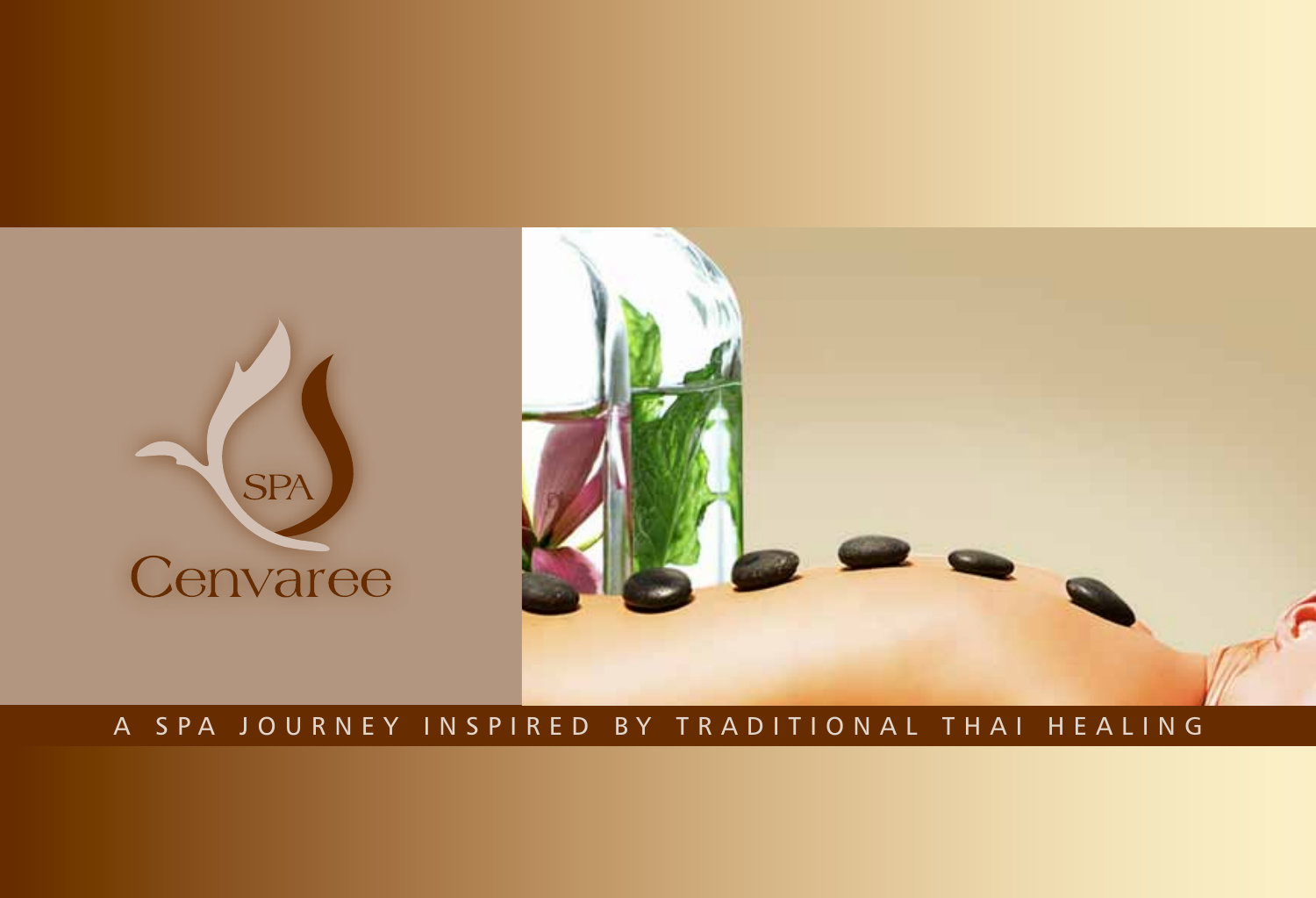SPA

# Cenvaree

A SPA JOURNEY INSPIRED BY TRADITIONAL THAI HEALING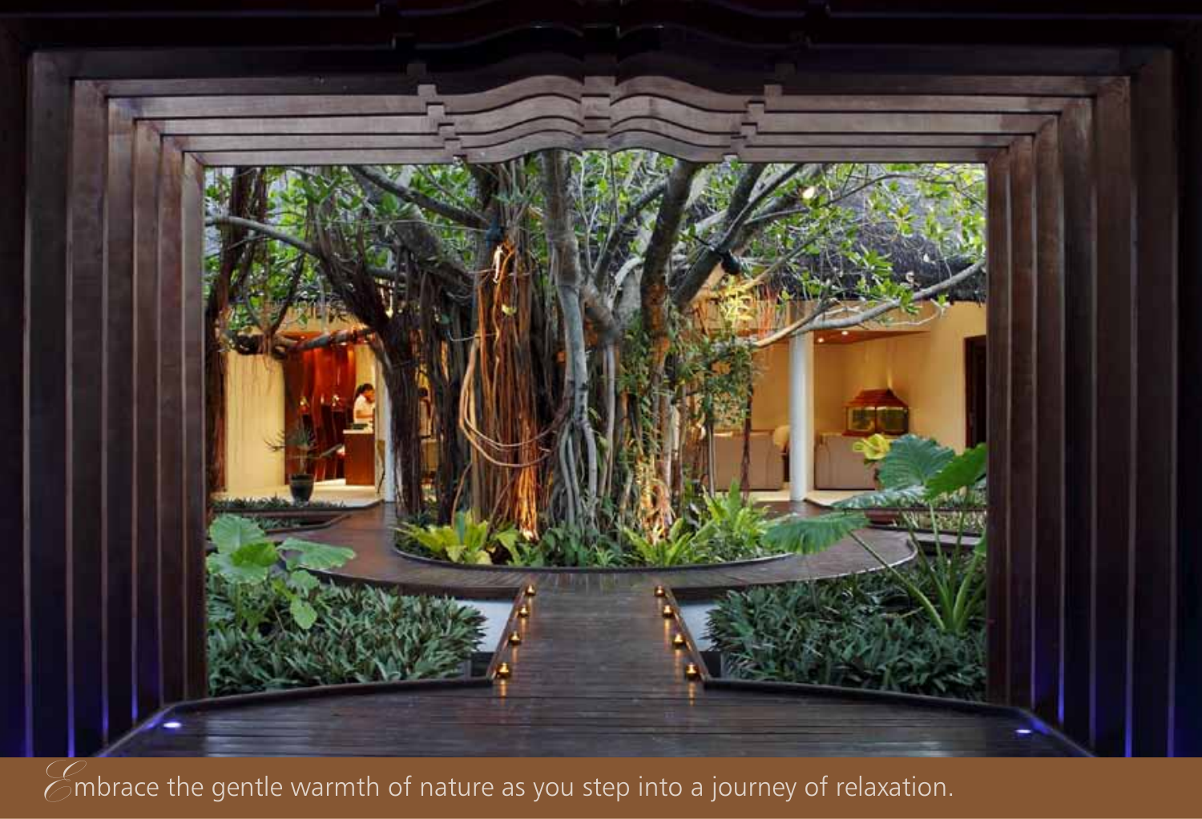Embrace the gentle warmth of nature as you step into a journey of relaxation.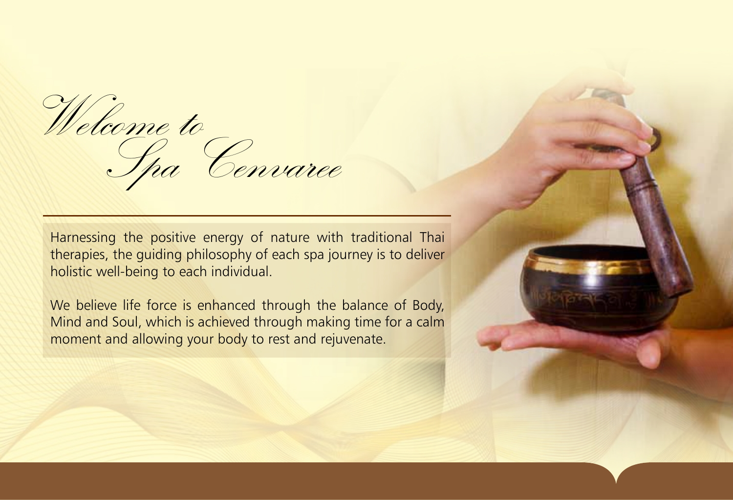# *Welcome to Spa Cenvaree*

Harnessing the positive energy of nature with traditional Thai therapies, the guiding philosophy of each spa journey is to deliver holistic well-being to each individual.

We believe life force is enhanced through the balance of Body, Mind and Soul, which is achieved through making time for a calm moment and allowing your body to rest and rejuvenate.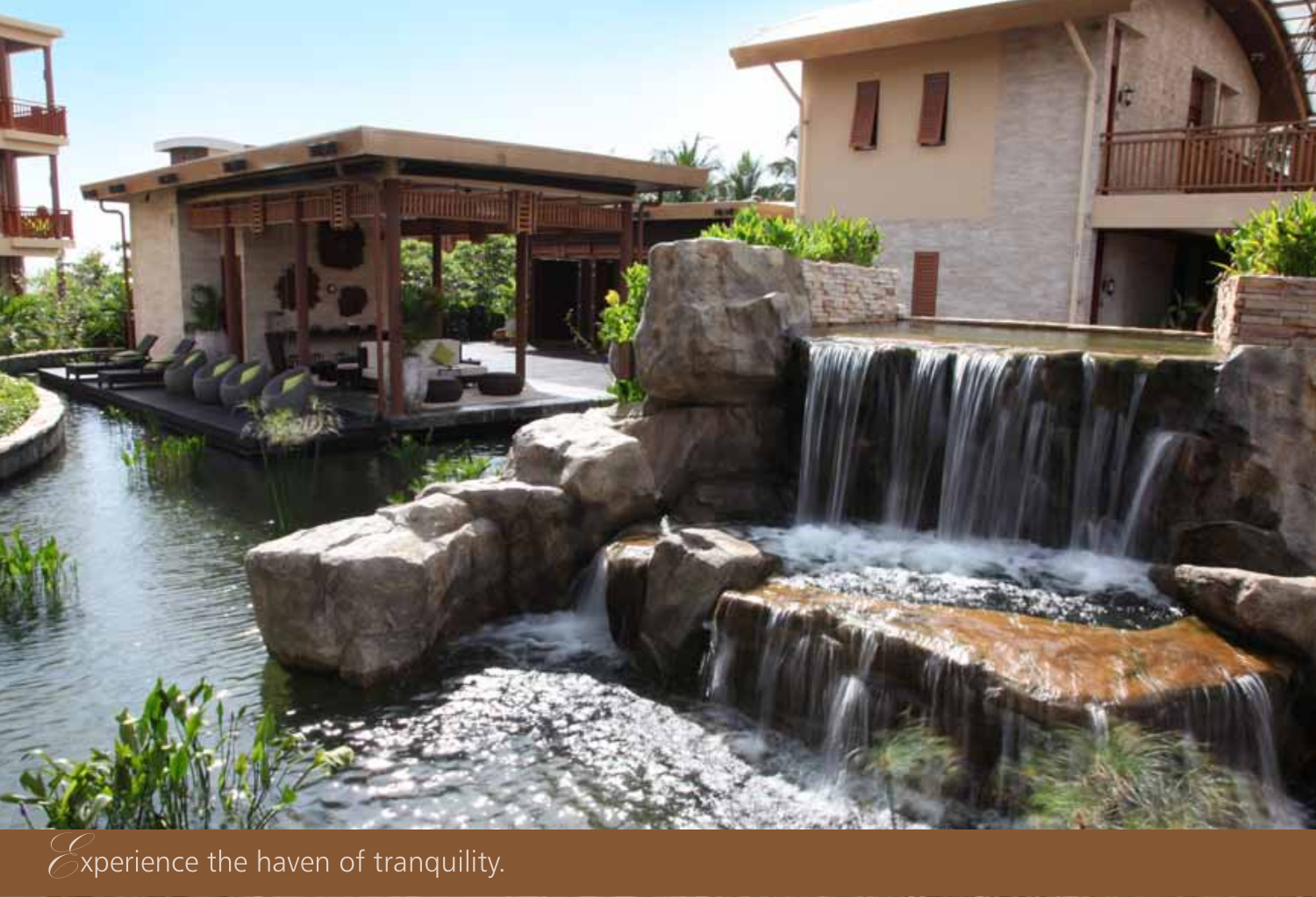Experience the haven of tranquility.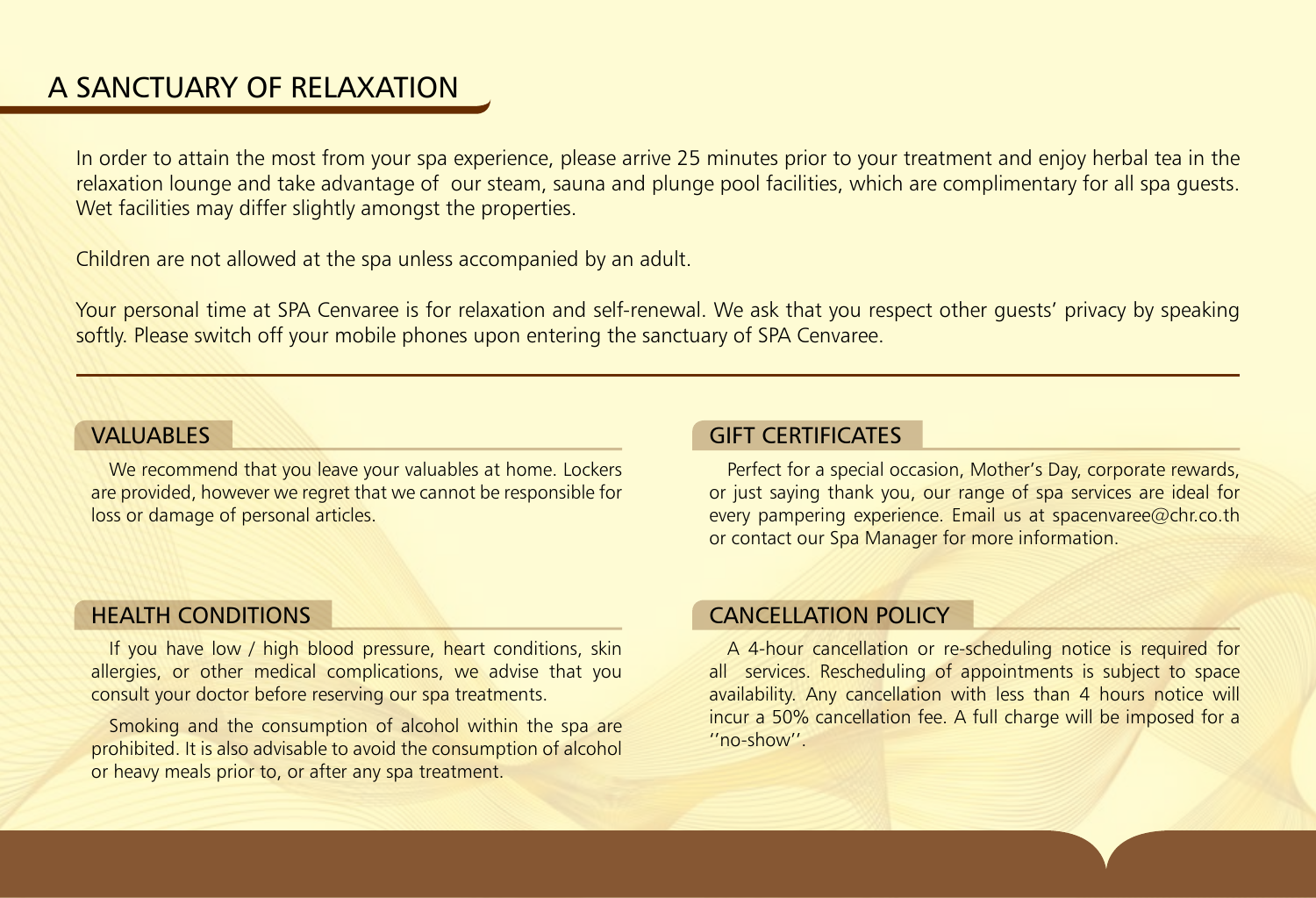# A SANCTUARY OF RELAXATION

In order to attain the most from your spa experience, please arrive 25 minutes prior to your treatment and enjoy herbal tea in the relaxation lounge and take advantage of our steam, sauna and plunge pool facilities, which are complimentary for all spa guests. Wet facilities may differ slightly amongst the properties.

Children are not allowed at the spa unless accompanied by an adult.

Your personal time at SPA Cenvaree is for relaxation and self-renewal. We ask that you respect other guests' privacy by speaking softly. Please switch off your mobile phones upon entering the sanctuary of SPA Cenvaree.

## VALUABLES

We recommend that you leave your valuables at home. Lockers are provided, however we regret that we cannot be responsible for loss or damage of personal articles.

## HEALTH CONDITIONS

If you have low / high blood pressure, heart conditions, skin allergies, or other medical complications, we advise that you consult your doctor before reserving our spa treatments.

Smoking and the consumption of alcohol within the spa are prohibited. It is also advisable to avoid the consumption of alcohol or heavy meals prior to, or after any spa treatment.

## GIFT CERTIFICATES

Perfect for a special occasion, Mother's Day, corporate rewards, or just saying thank you, our range of spa services are ideal for every pampering experience. Email us at spacenvaree@chr.co.th or contact our Spa Manager for more information.

## CANCELLATION POLICY

A 4-hour cancellation or re-scheduling notice is required for all services. Rescheduling of appointments is subject to space availability. Any cancellation with less than 4 hours notice will incur a 50% cancellation fee. A full charge will be imposed for a ''no-show''.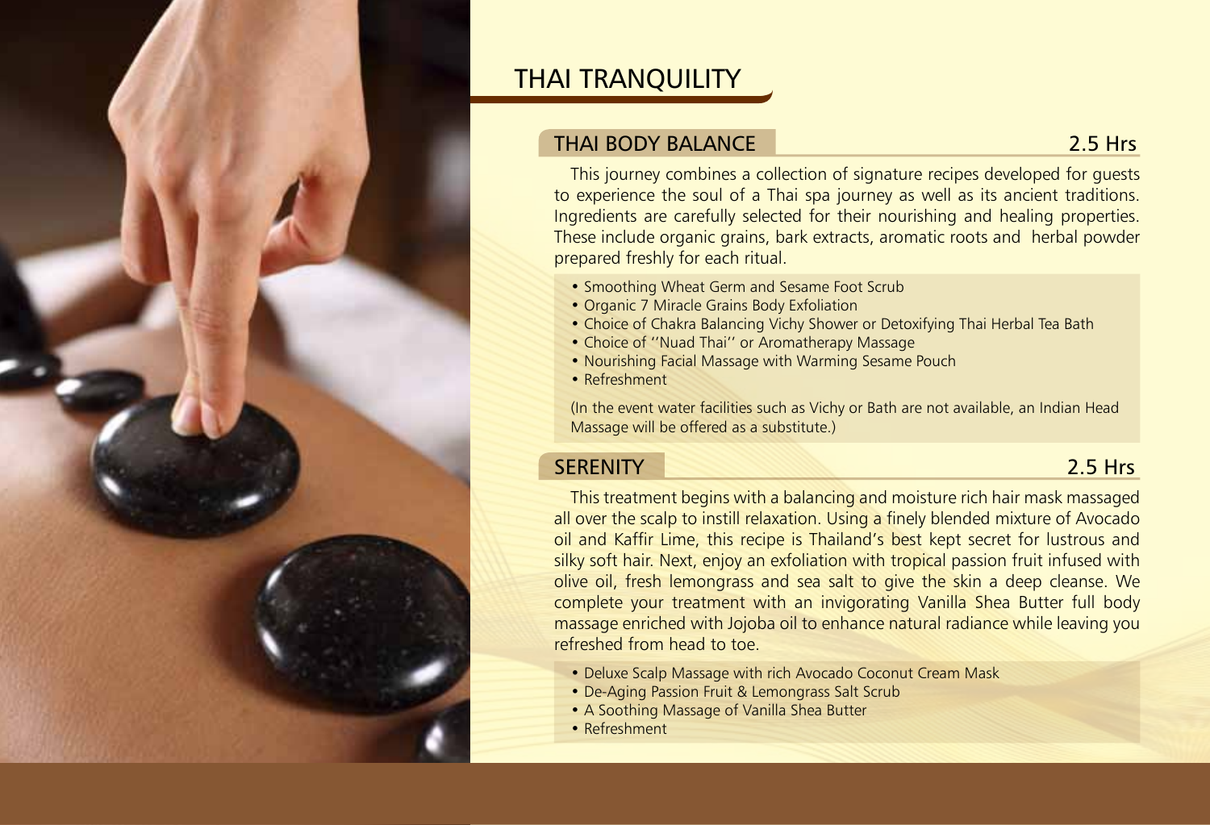# THAI TRANQUILITY

## THAI BODY BALANCE

2.5 Hrs

This journey combines a collection of signature recipes developed for guests to experience the soul of a Thai spa journey as well as its ancient traditions. Ingredients are carefully selected for their nourishing and healing properties. These include organic grains, bark extracts, aromatic roots and herbal powder prepared freshly for each ritual.

- Smoothing Wheat Germ and Sesame Foot Scrub
- Organic 7 Miracle Grains Body Exfoliation
- Choice of Chakra Balancing Vichy Shower or Detoxifying Thai Herbal Tea Bath
- Choice of ''Nuad Thai'' or Aromatherapy Massage
- Nourishing Facial Massage with Warming Sesame Pouch
- Refreshment

(In the event water facilities such as Vichy or Bath are not available, an Indian Head Massage will be offered as a substitute.)

## SERENITY

2.5 Hrs

This treatment begins with a balancing and moisture rich hair mask massaged all over the scalp to instill relaxation. Using a finely blended mixture of Avocado oil and Kaffir Lime, this recipe is Thailand's best kept secret for lustrous and silky soft hair. Next, enjoy an exfoliation with tropical passion fruit infused with olive oil, fresh lemongrass and sea salt to give the skin a deep cleanse. We complete your treatment with an invigorating Vanilla Shea Butter full body massage enriched with Jojoba oil to enhance natural radiance while leaving you refreshed from head to toe.

- Deluxe Scalp Massage with rich Avocado Coconut Cream Mask
- De-Aging Passion Fruit & Lemongrass Salt Scrub
- A Soothing Massage of Vanilla Shea Butter
- Refreshment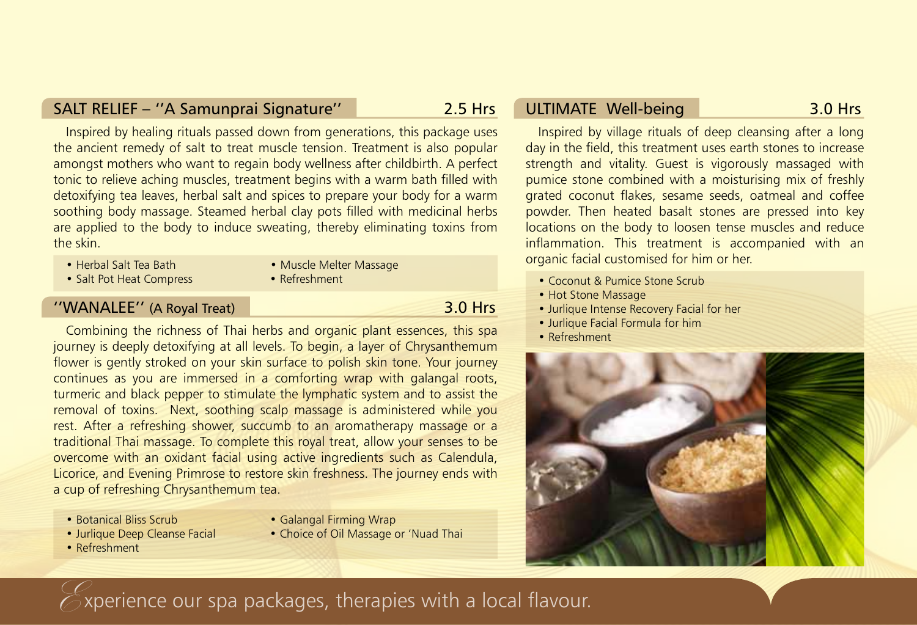## SALT RELIEF – ''A Samunprai Signature'' 2.5 Hrs

Inspired by healing rituals passed down from generations, this package uses the ancient remedy of salt to treat muscle tension. Treatment is also popular amongst mothers who want to regain body wellness after childbirth. A perfect tonic to relieve aching muscles, treatment begins with a warm bath filled with detoxifying tea leaves, herbal salt and spices to prepare your body for a warm soothing body massage. Steamed herbal clay pots filled with medicinal herbs are applied to the body to induce sweating, thereby eliminating toxins from the skin.

- Herbal Salt Tea Bath
- Salt Pot Heat Compress
- Muscle Melter Massage
- Refreshment

## ''WANALEE'' (A Royal Treat) 3.0 Hrs

Combining the richness of Thai herbs and organic plant essences, this spa journey is deeply detoxifying at all levels. To begin, a layer of Chrysanthemum flower is gently stroked on your skin surface to polish skin tone. Your journey continues as you are immersed in a comforting wrap with galangal roots, turmeric and black pepper to stimulate the lymphatic system and to assist the removal of toxins. Next, soothing scalp massage is administered while you rest. After a refreshing shower, succumb to an aromatherapy massage or a traditional Thai massage. To complete this royal treat, allow your senses to be overcome with an oxidant facial using active ingredients such as Calendula, Licorice, and Evening Primrose to restore skin freshness. The journey ends with a cup of refreshing Chrysanthemum tea.

- Botanical Bliss Scrub
- Jurlique Deep Cleanse Facial
- Refreshment
- Galangal Firming Wrap
- Choice of Oil Massage or 'Nuad Thai

## ULTIMATE Well-being 3.0 Hrs

Inspired by village rituals of deep cleansing after a long day in the field, this treatment uses earth stones to increase strength and vitality. Guest is vigorously massaged with pumice stone combined with a moisturising mix of freshly grated coconut flakes, sesame seeds, oatmeal and coffee powder. Then heated basalt stones are pressed into key locations on the body to loosen tense muscles and reduce inflammation. This treatment is accompanied with an organic facial customised for him or her.

- Coconut & Pumice Stone Scrub
- Hot Stone Massage
- Jurlique Intense Recovery Facial for her
- Jurlique Facial Formula for him
- Refreshment

*Experience our spa packages, therapies with a local flavour.*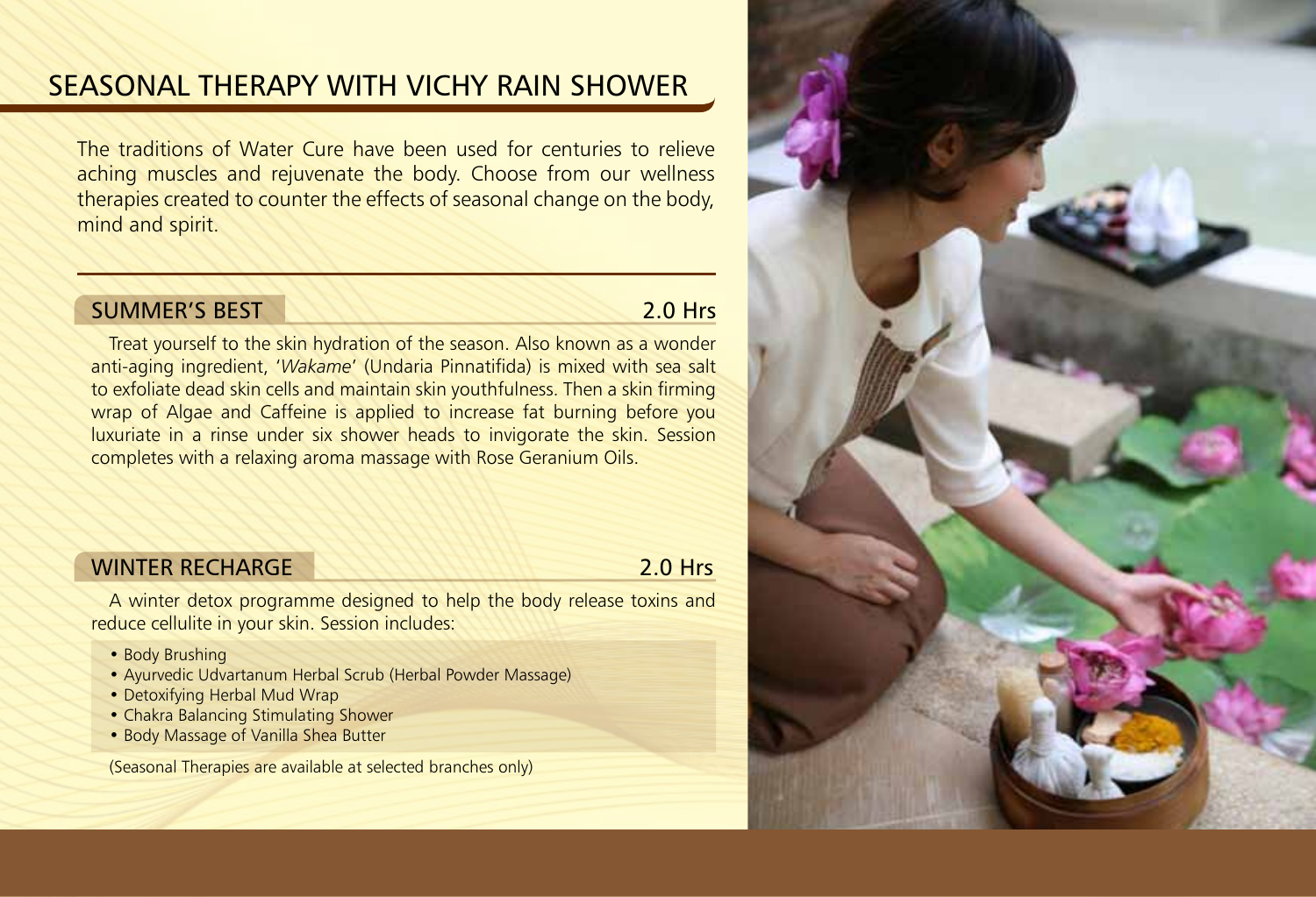# SEASONAL THERAPY WITH VICHY RAIN SHOWER

The traditions of Water Cure have been used for centuries to relieve aching muscles and rejuvenate the body. Choose from our wellness therapies created to counter the effects of seasonal change on the body, mind and spirit.

## SUMMER'S BEST — 2.0 Hrs

Treat yourself to the skin hydration of the season. Also known as a wonder anti-aging ingredient, '*Wakame*' (Undaria Pinnatifida) is mixed with sea salt to exfoliate dead skin cells and maintain skin youthfulness. Then a skin firming wrap of Algae and Caffeine is applied to increase fat burning before you luxuriate in a rinse under six shower heads to invigorate the skin. Session completes with a relaxing aroma massage with Rose Geranium Oils.

## WINTER RECHARGE — 2.0 Hrs

A winter detox programme designed to help the body release toxins and reduce cellulite in your skin. Session includes:

- Body Brushing
- Ayurvedic Udvartanum Herbal Scrub (Herbal Powder Massage)
- Detoxifying Herbal Mud Wrap
- Chakra Balancing Stimulating Shower
- Body Massage of Vanilla Shea Butter

(Seasonal Therapies are available at selected branches only)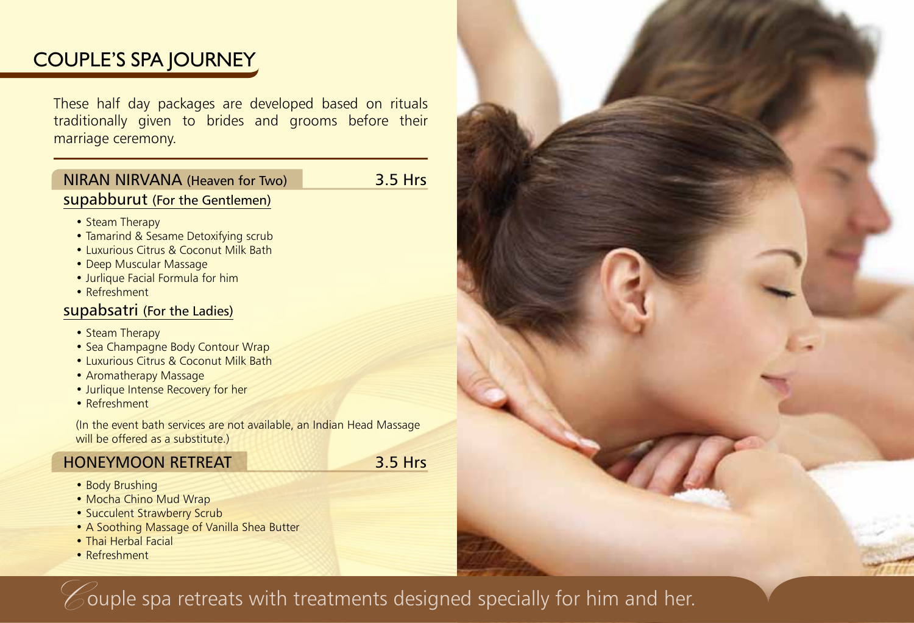# COUPLE'S SPA JOURNEY

These half day packages are developed based on rituals traditionally given to brides and grooms before their marriage ceremony.

## NIRAN NIRVANA (Heaven for Two) — 3.5 Hrs

### supabburut (For the Gentlemen)

- Steam Therapy
- Tamarind & Sesame Detoxifying scrub
- Luxurious Citrus & Coconut Milk Bath
- Deep Muscular Massage
- Jurlique Facial Formula for him
- Refreshment

### supabsatri (For the Ladies)

- Steam Therapy
- Sea Champagne Body Contour Wrap
- Luxurious Citrus & Coconut Milk Bath
- Aromatherapy Massage
- Jurlique Intense Recovery for her
- Refreshment

(In the event bath services are not available, an Indian Head Massage will be offered as a substitute.)

## HONEYMOON RETREAT — 3.5 Hrs

- Body Brushing
- Mocha Chino Mud Wrap
- Succulent Strawberry Scrub
- A Soothing Massage of Vanilla Shea Butter
- Thai Herbal Facial
- Refreshment

*Couple spa retreats with treatments designed specially for him and her.*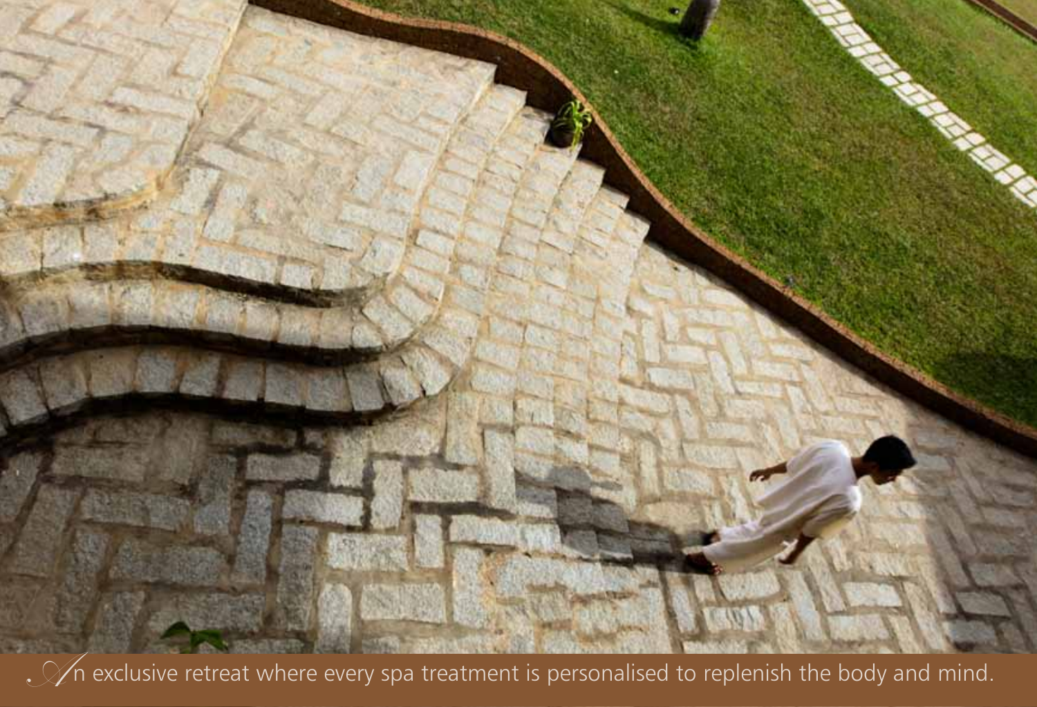An exclusive retreat where every spa treatment is personalised to replenish the body and mind.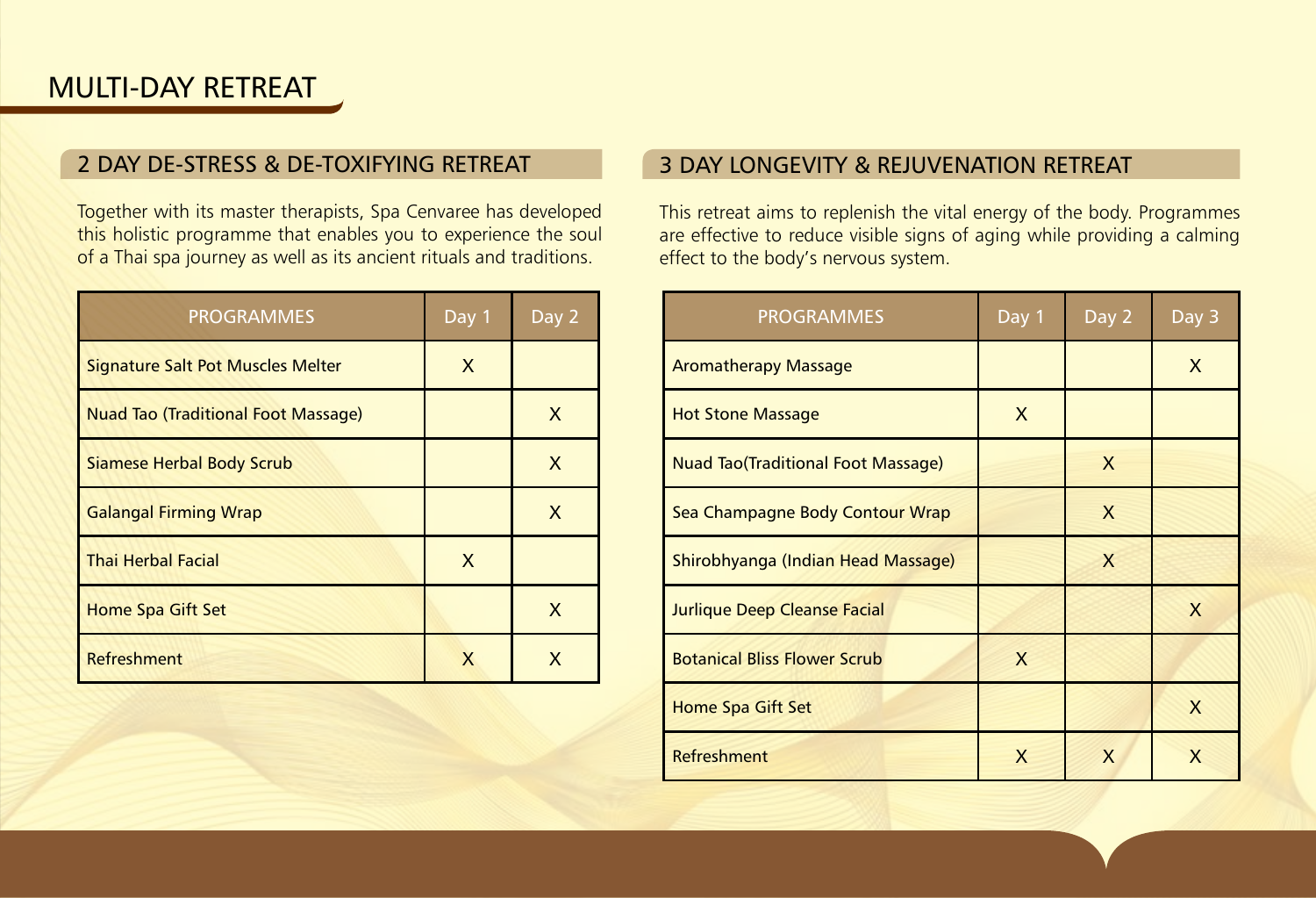# MULTI-DAY RETREAT

## 2 DAY DE-STRESS & DE-TOXIFYING RETREAT

Together with its master therapists, Spa Cenvaree has developed this holistic programme that enables you to experience the soul of a Thai spa journey as well as its ancient rituals and traditions.

| PROGRAMMES | Day 1 | Day 2 |
|---|---|---|
| Signature Salt Pot Muscles Melter | X | |
| Nuad Tao (Traditional Foot Massage) | | X |
| Siamese Herbal Body Scrub | | X |
| Galangal Firming Wrap | | X |
| Thai Herbal Facial | X | |
| Home Spa Gift Set | | X |
| Refreshment | X | X |

## 3 DAY LONGEVITY & REJUVENATION RETREAT

This retreat aims to replenish the vital energy of the body. Programmes are effective to reduce visible signs of aging while providing a calming effect to the body's nervous system.

| PROGRAMMES | Day 1 | Day 2 | Day 3 |
|---|---|---|---|
| Aromatherapy Massage | | | X |
| Hot Stone Massage | X | | |
| Nuad Tao(Traditional Foot Massage) | | X | |
| Sea Champagne Body Contour Wrap | | X | |
| Shirobhyanga (Indian Head Massage) | | X | |
| Jurlique Deep Cleanse Facial | | | X |
| Botanical Bliss Flower Scrub | X | | |
| Home Spa Gift Set | | | X |
| Refreshment | X | X | X |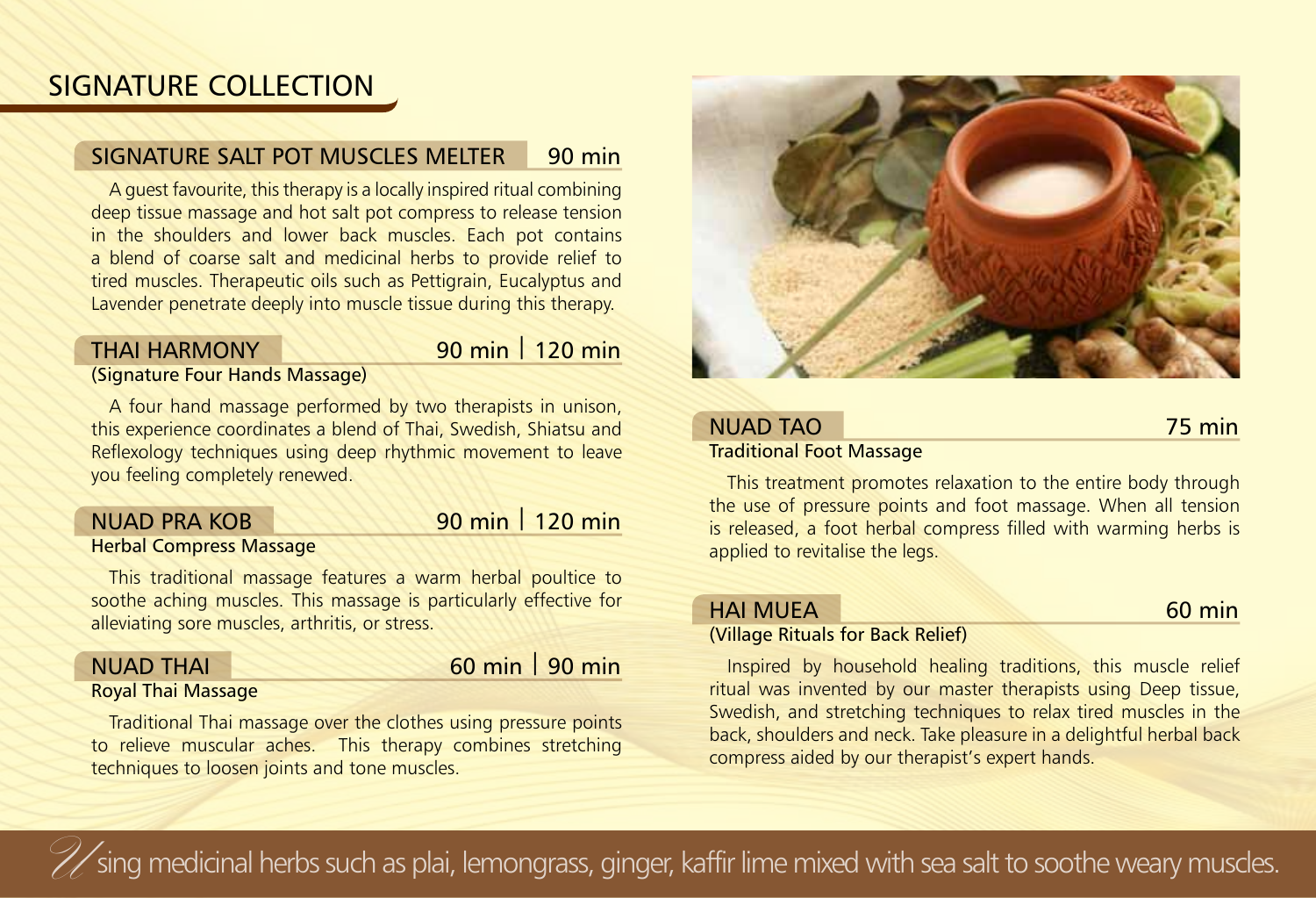# SIGNATURE COLLECTION

## SIGNATURE SALT POT MUSCLES MELTER — 90 min

A guest favourite, this therapy is a locally inspired ritual combining deep tissue massage and hot salt pot compress to release tension in the shoulders and lower back muscles. Each pot contains a blend of coarse salt and medicinal herbs to provide relief to tired muscles. Therapeutic oils such as Pettigrain, Eucalyptus and Lavender penetrate deeply into muscle tissue during this therapy.

## THAI HARMONY — 90 min | 120 min

(Signature Four Hands Massage)

A four hand massage performed by two therapists in unison, this experience coordinates a blend of Thai, Swedish, Shiatsu and Reflexology techniques using deep rhythmic movement to leave you feeling completely renewed.

## NUAD PRA KOB — 90 min | 120 min

Herbal Compress Massage

This traditional massage features a warm herbal poultice to soothe aching muscles. This massage is particularly effective for alleviating sore muscles, arthritis, or stress.

## NUAD THAI — 60 min | 90 min

Royal Thai Massage

Traditional Thai massage over the clothes using pressure points to relieve muscular aches. This therapy combines stretching techniques to loosen joints and tone muscles.

## NUAD TAO — 75 min

Traditional Foot Massage

This treatment promotes relaxation to the entire body through the use of pressure points and foot massage. When all tension is released, a foot herbal compress filled with warming herbs is applied to revitalise the legs.

## HAI MUEA — 60 min

(Village Rituals for Back Relief)

Inspired by household healing traditions, this muscle relief ritual was invented by our master therapists using Deep tissue, Swedish, and stretching techniques to relax tired muscles in the back, shoulders and neck. Take pleasure in a delightful herbal back compress aided by our therapist's expert hands.

*Using medicinal herbs such as plai, lemongrass, ginger, kaffir lime mixed with sea salt to soothe weary muscles.*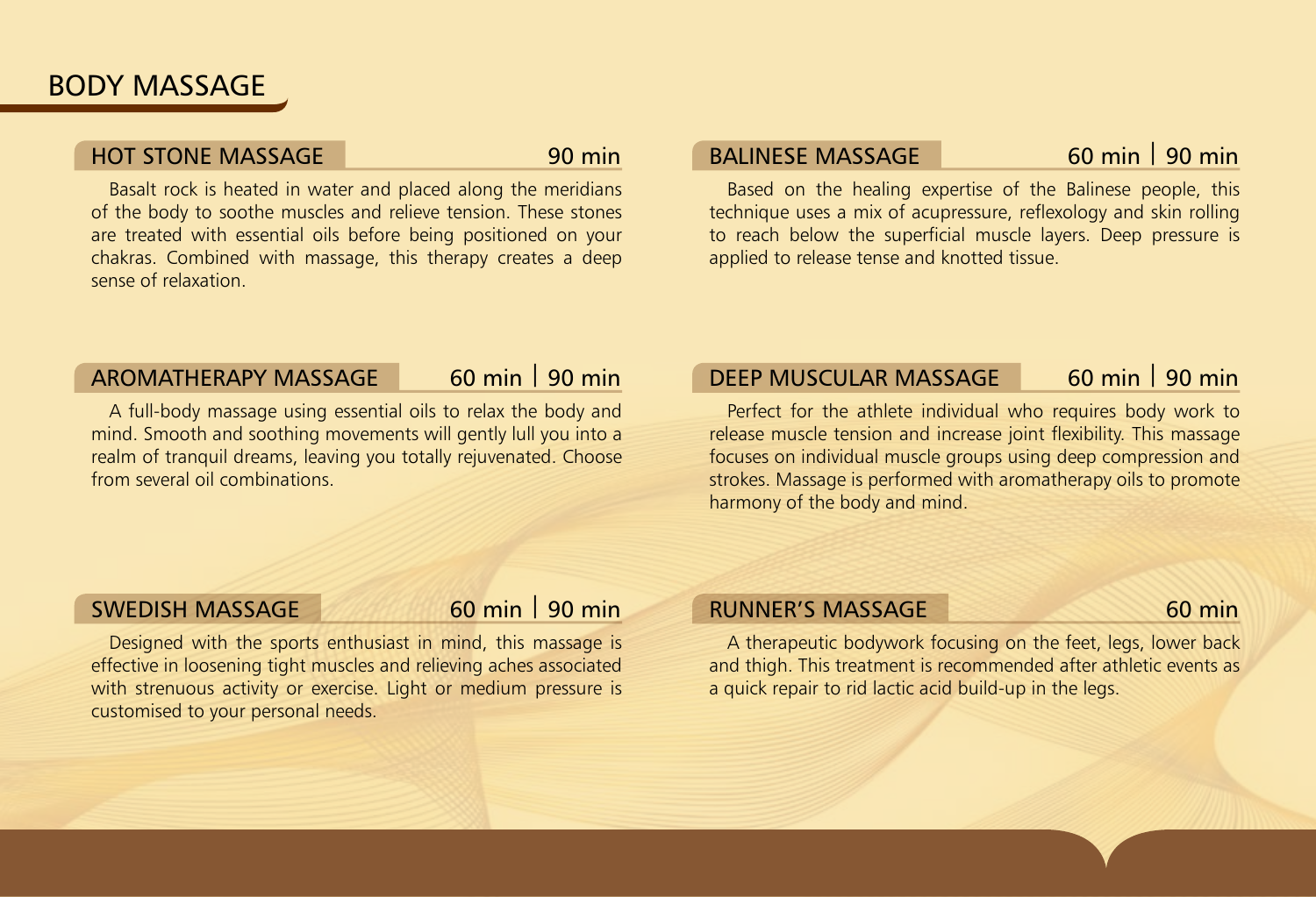# BODY MASSAGE

## HOT STONE MASSAGE — 90 min

Basalt rock is heated in water and placed along the meridians of the body to soothe muscles and relieve tension. These stones are treated with essential oils before being positioned on your chakras. Combined with massage, this therapy creates a deep sense of relaxation.

## AROMATHERAPY MASSAGE — 60 min | 90 min

A full-body massage using essential oils to relax the body and mind. Smooth and soothing movements will gently lull you into a realm of tranquil dreams, leaving you totally rejuvenated. Choose from several oil combinations.

## SWEDISH MASSAGE — 60 min | 90 min

Designed with the sports enthusiast in mind, this massage is effective in loosening tight muscles and relieving aches associated with strenuous activity or exercise. Light or medium pressure is customised to your personal needs.

## BALINESE MASSAGE — 60 min | 90 min

Based on the healing expertise of the Balinese people, this technique uses a mix of acupressure, reflexology and skin rolling to reach below the superficial muscle layers. Deep pressure is applied to release tense and knotted tissue.

## DEEP MUSCULAR MASSAGE — 60 min | 90 min

Perfect for the athlete individual who requires body work to release muscle tension and increase joint flexibility. This massage focuses on individual muscle groups using deep compression and strokes. Massage is performed with aromatherapy oils to promote harmony of the body and mind.

## RUNNER'S MASSAGE — 60 min

A therapeutic bodywork focusing on the feet, legs, lower back and thigh. This treatment is recommended after athletic events as a quick repair to rid lactic acid build-up in the legs.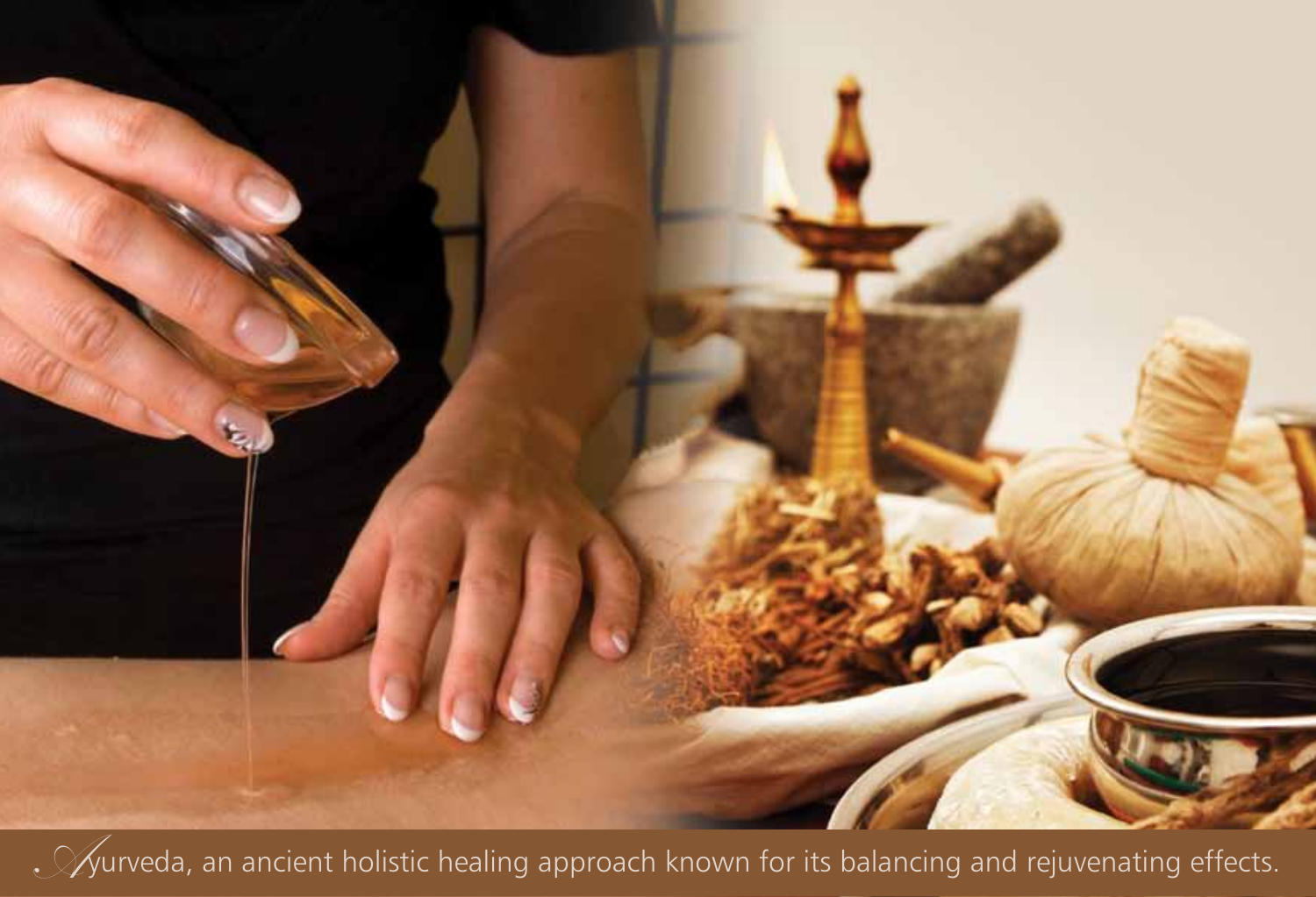Ayurveda, an ancient holistic healing approach known for its balancing and rejuvenating effects.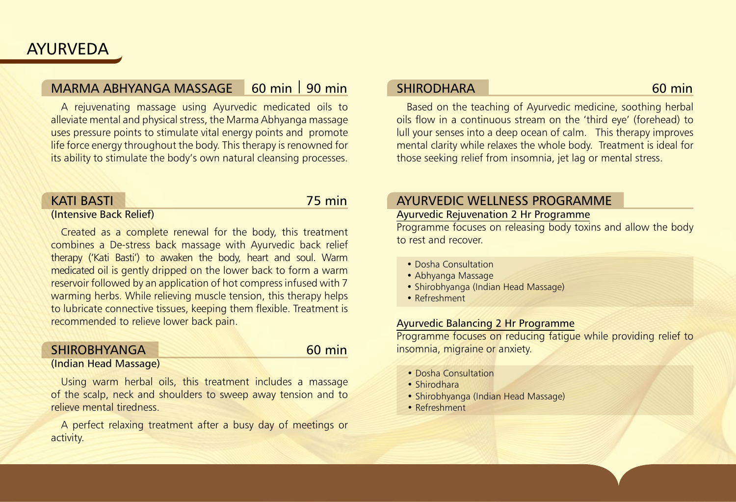# AYURVEDA

## MARMA ABHYANGA MASSAGE — 60 min | 90 min

A rejuvenating massage using Ayurvedic medicated oils to alleviate mental and physical stress, the Marma Abhyanga massage uses pressure points to stimulate vital energy points and promote life force energy throughout the body. This therapy is renowned for its ability to stimulate the body's own natural cleansing processes.

## KATI BASTI — 75 min

(Intensive Back Relief)

Created as a complete renewal for the body, this treatment combines a De-stress back massage with Ayurvedic back relief therapy ('Kati Basti') to awaken the body, heart and soul. Warm medicated oil is gently dripped on the lower back to form a warm reservoir followed by an application of hot compress infused with 7 warming herbs. While relieving muscle tension, this therapy helps to lubricate connective tissues, keeping them flexible. Treatment is recommended to relieve lower back pain.

## SHIROBHYANGA — 60 min

(Indian Head Massage)

Using warm herbal oils, this treatment includes a massage of the scalp, neck and shoulders to sweep away tension and to relieve mental tiredness.

A perfect relaxing treatment after a busy day of meetings or activity.

## SHIRODHARA — 60 min

Based on the teaching of Ayurvedic medicine, soothing herbal oils flow in a continuous stream on the 'third eye' (forehead) to lull your senses into a deep ocean of calm. This therapy improves mental clarity while relaxes the whole body. Treatment is ideal for those seeking relief from insomnia, jet lag or mental stress.

## AYURVEDIC WELLNESS PROGRAMME

### Ayurvedic Rejuvenation 2 Hr Programme

Programme focuses on releasing body toxins and allow the body to rest and recover.

- Dosha Consultation
- Abhyanga Massage
- Shirobhyanga (Indian Head Massage)
- Refreshment

### Ayurvedic Balancing 2 Hr Programme

Programme focuses on reducing fatigue while providing relief to insomnia, migraine or anxiety.

- Dosha Consultation
- Shirodhara
- Shirobhyanga (Indian Head Massage)
- Refreshment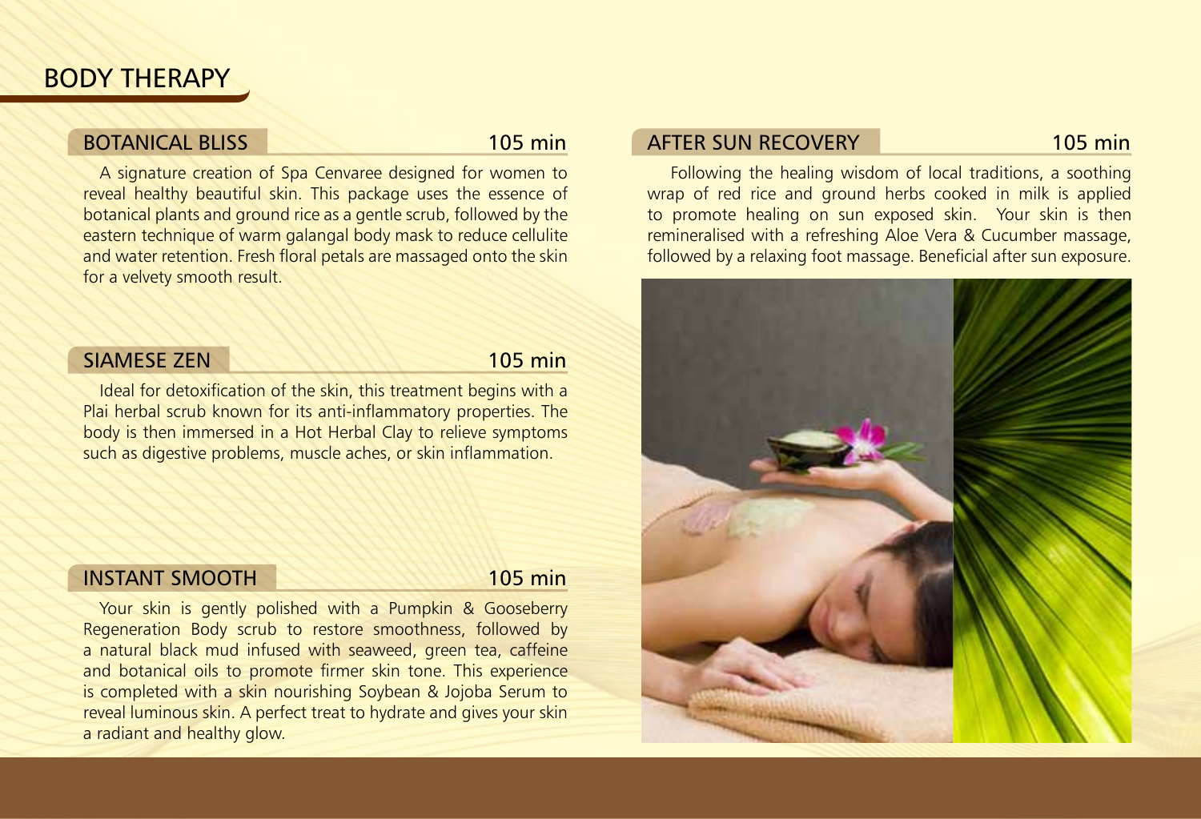# BODY THERAPY

## BOTANICAL BLISS — 105 min

A signature creation of Spa Cenvaree designed for women to reveal healthy beautiful skin. This package uses the essence of botanical plants and ground rice as a gentle scrub, followed by the eastern technique of warm galangal body mask to reduce cellulite and water retention. Fresh floral petals are massaged onto the skin for a velvety smooth result.

## SIAMESE ZEN — 105 min

Ideal for detoxification of the skin, this treatment begins with a Plai herbal scrub known for its anti-inflammatory properties. The body is then immersed in a Hot Herbal Clay to relieve symptoms such as digestive problems, muscle aches, or skin inflammation.

## INSTANT SMOOTH — 105 min

Your skin is gently polished with a Pumpkin & Gooseberry Regeneration Body scrub to restore smoothness, followed by a natural black mud infused with seaweed, green tea, caffeine and botanical oils to promote firmer skin tone. This experience is completed with a skin nourishing Soybean & Jojoba Serum to reveal luminous skin. A perfect treat to hydrate and gives your skin a radiant and healthy glow.

## AFTER SUN RECOVERY — 105 min

Following the healing wisdom of local traditions, a soothing wrap of red rice and ground herbs cooked in milk is applied to promote healing on sun exposed skin. Your skin is then remineralised with a refreshing Aloe Vera & Cucumber massage, followed by a relaxing foot massage. Beneficial after sun exposure.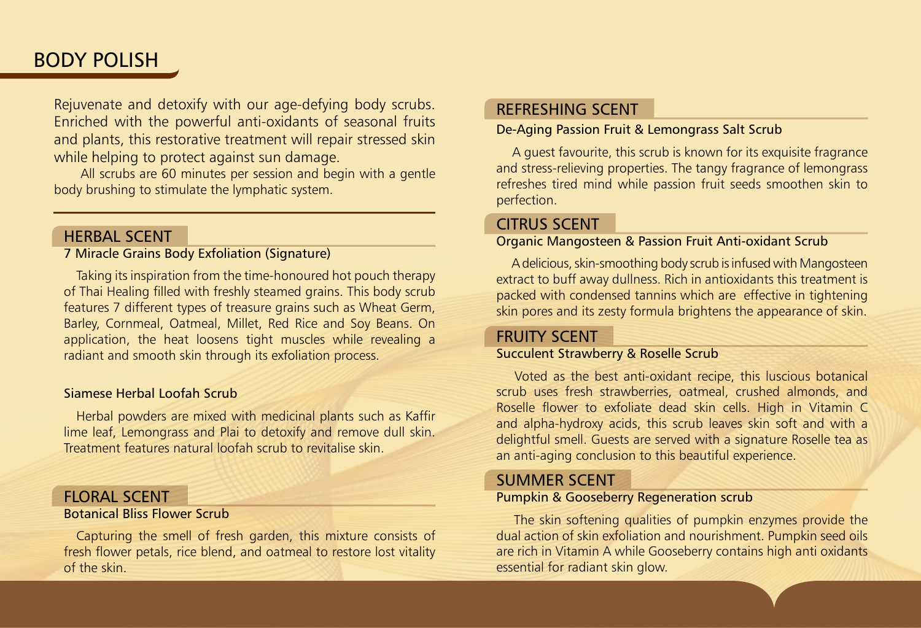# BODY POLISH

Rejuvenate and detoxify with our age-defying body scrubs. Enriched with the powerful anti-oxidants of seasonal fruits and plants, this restorative treatment will repair stressed skin while helping to protect against sun damage.

All scrubs are 60 minutes per session and begin with a gentle body brushing to stimulate the lymphatic system.

## HERBAL SCENT

### 7 Miracle Grains Body Exfoliation (Signature)

Taking its inspiration from the time-honoured hot pouch therapy of Thai Healing filled with freshly steamed grains. This body scrub features 7 different types of treasure grains such as Wheat Germ, Barley, Cornmeal, Oatmeal, Millet, Red Rice and Soy Beans. On application, the heat loosens tight muscles while revealing a radiant and smooth skin through its exfoliation process.

### Siamese Herbal Loofah Scrub

Herbal powders are mixed with medicinal plants such as Kaffir lime leaf, Lemongrass and Plai to detoxify and remove dull skin. Treatment features natural loofah scrub to revitalise skin.

## FLORAL SCENT

### Botanical Bliss Flower Scrub

Capturing the smell of fresh garden, this mixture consists of fresh flower petals, rice blend, and oatmeal to restore lost vitality of the skin.

## REFRESHING SCENT

### De-Aging Passion Fruit & Lemongrass Salt Scrub

A guest favourite, this scrub is known for its exquisite fragrance and stress-relieving properties. The tangy fragrance of lemongrass refreshes tired mind while passion fruit seeds smoothen skin to perfection.

## CITRUS SCENT

### Organic Mangosteen & Passion Fruit Anti-oxidant Scrub

A delicious, skin-smoothing body scrub is infused with Mangosteen extract to buff away dullness. Rich in antioxidants this treatment is packed with condensed tannins which are effective in tightening skin pores and its zesty formula brightens the appearance of skin.

## FRUITY SCENT

### Succulent Strawberry & Roselle Scrub

Voted as the best anti-oxidant recipe, this luscious botanical scrub uses fresh strawberries, oatmeal, crushed almonds, and Roselle flower to exfoliate dead skin cells. High in Vitamin C and alpha-hydroxy acids, this scrub leaves skin soft and with a delightful smell. Guests are served with a signature Roselle tea as an anti-aging conclusion to this beautiful experience.

## SUMMER SCENT

### Pumpkin & Gooseberry Regeneration scrub

The skin softening qualities of pumpkin enzymes provide the dual action of skin exfoliation and nourishment. Pumpkin seed oils are rich in Vitamin A while Gooseberry contains high anti oxidants essential for radiant skin glow.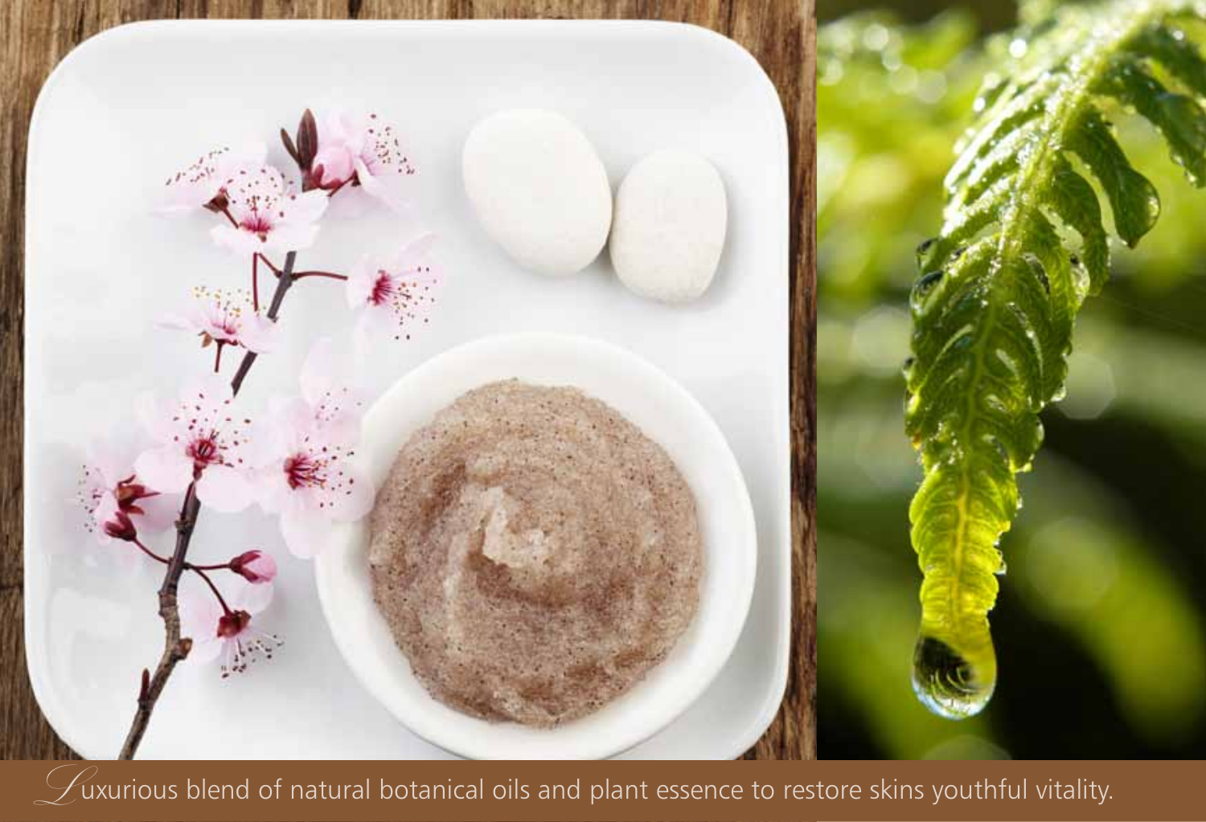Luxurious blend of natural botanical oils and plant essence to restore skins youthful vitality.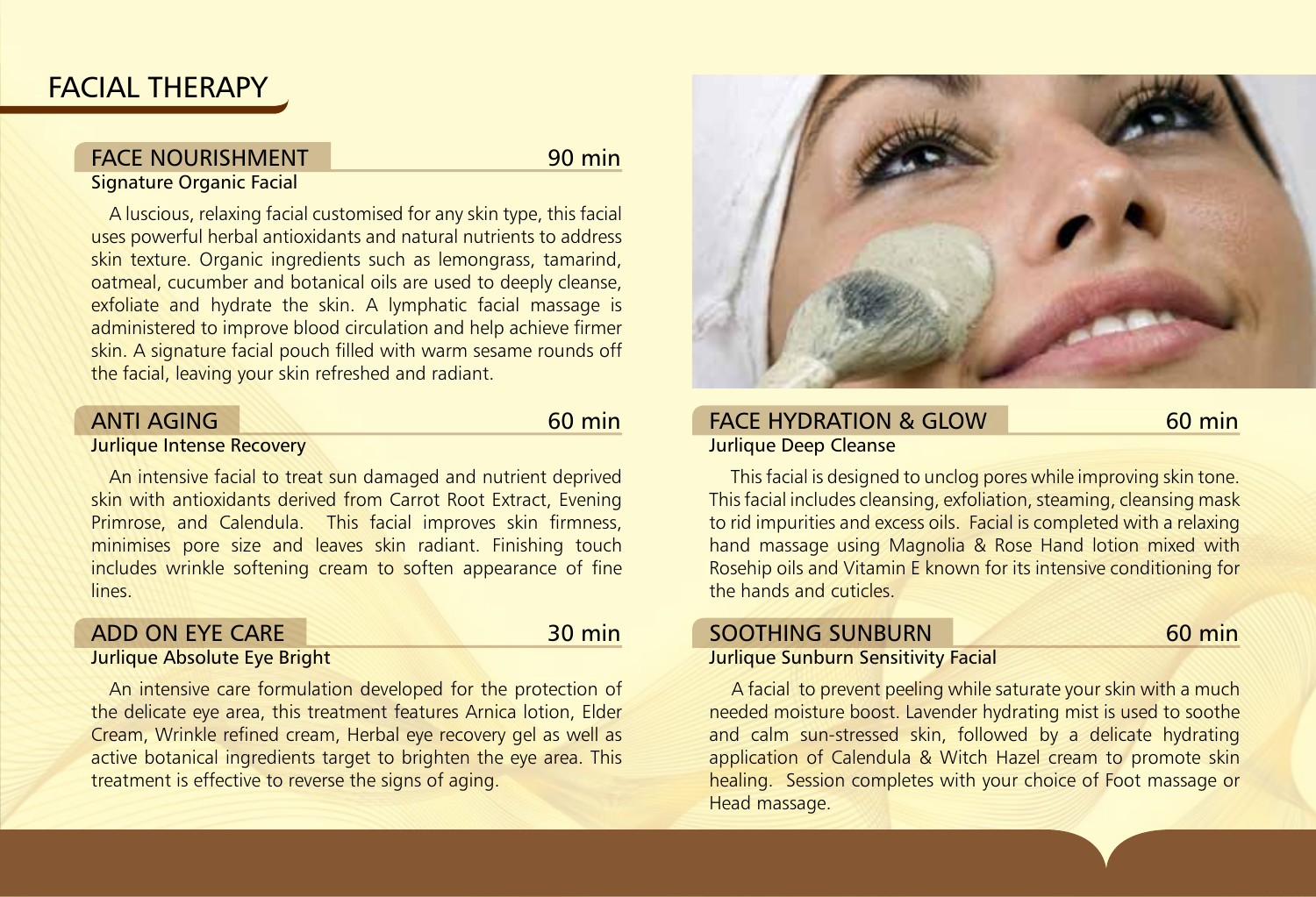# FACIAL THERAPY

## FACE NOURISHMENT — 90 min

**Signature Organic Facial**

A luscious, relaxing facial customised for any skin type, this facial uses powerful herbal antioxidants and natural nutrients to address skin texture. Organic ingredients such as lemongrass, tamarind, oatmeal, cucumber and botanical oils are used to deeply cleanse, exfoliate and hydrate the skin. A lymphatic facial massage is administered to improve blood circulation and help achieve firmer skin. A signature facial pouch filled with warm sesame rounds off the facial, leaving your skin refreshed and radiant.

## ANTI AGING — 60 min

**Jurlique Intense Recovery**

An intensive facial to treat sun damaged and nutrient deprived skin with antioxidants derived from Carrot Root Extract, Evening Primrose, and Calendula. This facial improves skin firmness, minimises pore size and leaves skin radiant. Finishing touch includes wrinkle softening cream to soften appearance of fine lines.

## ADD ON EYE CARE — 30 min

**Jurlique Absolute Eye Bright**

An intensive care formulation developed for the protection of the delicate eye area, this treatment features Arnica lotion, Elder Cream, Wrinkle refined cream, Herbal eye recovery gel as well as active botanical ingredients target to brighten the eye area. This treatment is effective to reverse the signs of aging.

## FACE HYDRATION & GLOW — 60 min

**Jurlique Deep Cleanse**

This facial is designed to unclog pores while improving skin tone. This facial includes cleansing, exfoliation, steaming, cleansing mask to rid impurities and excess oils. Facial is completed with a relaxing hand massage using Magnolia & Rose Hand lotion mixed with Rosehip oils and Vitamin E known for its intensive conditioning for the hands and cuticles.

## SOOTHING SUNBURN — 60 min

**Jurlique Sunburn Sensitivity Facial**

A facial to prevent peeling while saturate your skin with a much needed moisture boost. Lavender hydrating mist is used to soothe and calm sun-stressed skin, followed by a delicate hydrating application of Calendula & Witch Hazel cream to promote skin healing. Session completes with your choice of Foot massage or Head massage.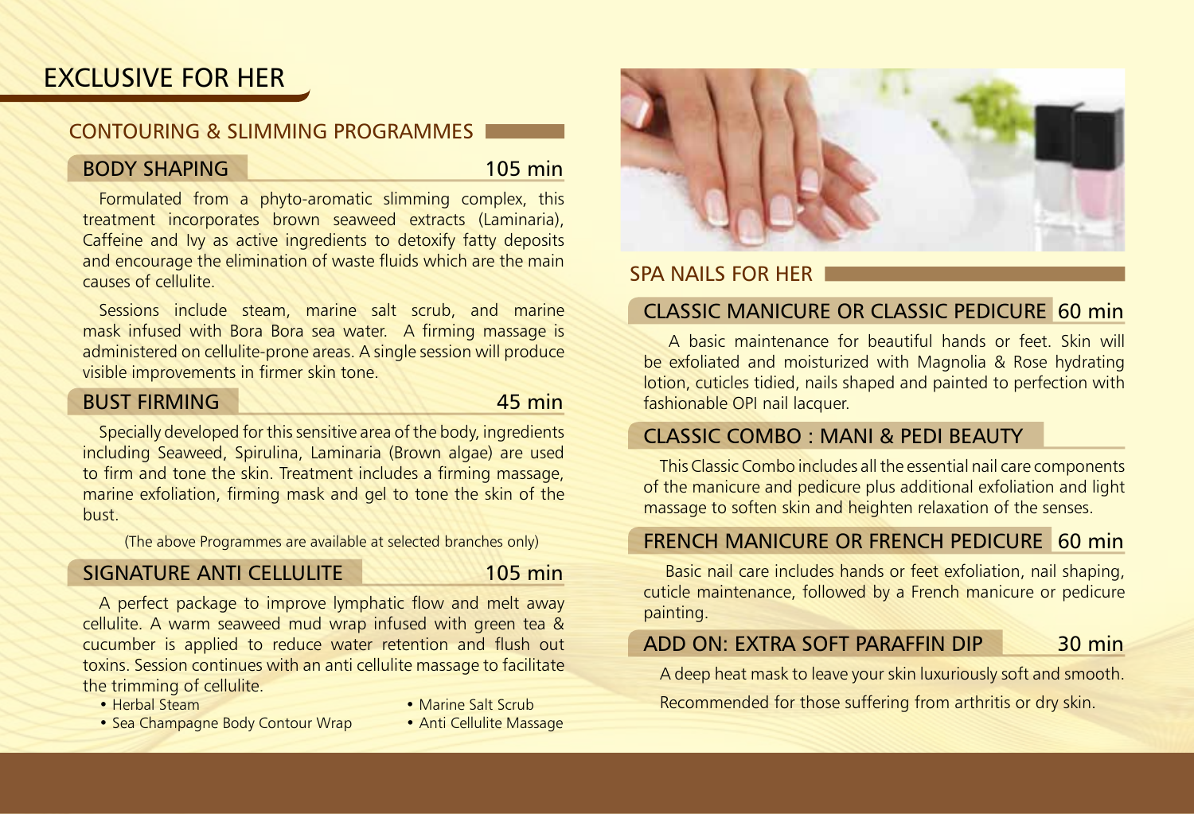# EXCLUSIVE FOR HER

## CONTOURING & SLIMMING PROGRAMMES

### BODY SHAPING 105 min

Formulated from a phyto-aromatic slimming complex, this treatment incorporates brown seaweed extracts (Laminaria), Caffeine and Ivy as active ingredients to detoxify fatty deposits and encourage the elimination of waste fluids which are the main causes of cellulite.

Sessions include steam, marine salt scrub, and marine mask infused with Bora Bora sea water. A firming massage is administered on cellulite-prone areas. A single session will produce visible improvements in firmer skin tone.

### BUST FIRMING 45 min

Specially developed for this sensitive area of the body, ingredients including Seaweed, Spirulina, Laminaria (Brown algae) are used to firm and tone the skin. Treatment includes a firming massage, marine exfoliation, firming mask and gel to tone the skin of the bust.

(The above Programmes are available at selected branches only)

### SIGNATURE ANTI CELLULITE 105 min

A perfect package to improve lymphatic flow and melt away cellulite. A warm seaweed mud wrap infused with green tea & cucumber is applied to reduce water retention and flush out toxins. Session continues with an anti cellulite massage to facilitate the trimming of cellulite.

- Herbal Steam
- Sea Champagne Body Contour Wrap
- Marine Salt Scrub
- Anti Cellulite Massage

## SPA NAILS FOR HER

### CLASSIC MANICURE OR CLASSIC PEDICURE 60 min

A basic maintenance for beautiful hands or feet. Skin will be exfoliated and moisturized with Magnolia & Rose hydrating lotion, cuticles tidied, nails shaped and painted to perfection with fashionable OPI nail lacquer.

### CLASSIC COMBO : MANI & PEDI BEAUTY

This Classic Combo includes all the essential nail care components of the manicure and pedicure plus additional exfoliation and light massage to soften skin and heighten relaxation of the senses.

### FRENCH MANICURE OR FRENCH PEDICURE 60 min

Basic nail care includes hands or feet exfoliation, nail shaping, cuticle maintenance, followed by a French manicure or pedicure painting.

### ADD ON: EXTRA SOFT PARAFFIN DIP 30 min

A deep heat mask to leave your skin luxuriously soft and smooth.

Recommended for those suffering from arthritis or dry skin.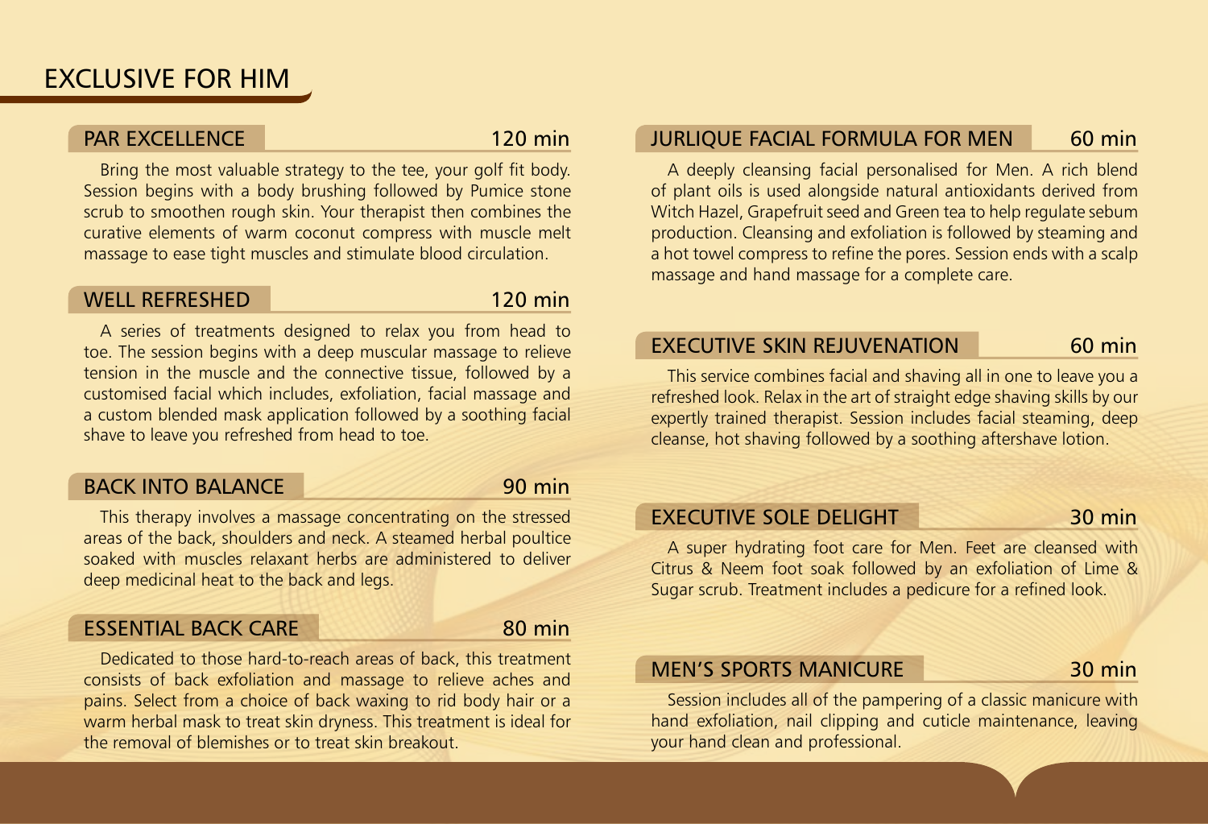# EXCLUSIVE FOR HIM

## PAR EXCELLENCE — 120 min

Bring the most valuable strategy to the tee, your golf fit body. Session begins with a body brushing followed by Pumice stone scrub to smoothen rough skin. Your therapist then combines the curative elements of warm coconut compress with muscle melt massage to ease tight muscles and stimulate blood circulation.

## WELL REFRESHED — 120 min

A series of treatments designed to relax you from head to toe. The session begins with a deep muscular massage to relieve tension in the muscle and the connective tissue, followed by a customised facial which includes, exfoliation, facial massage and a custom blended mask application followed by a soothing facial shave to leave you refreshed from head to toe.

## BACK INTO BALANCE — 90 min

This therapy involves a massage concentrating on the stressed areas of the back, shoulders and neck. A steamed herbal poultice soaked with muscles relaxant herbs are administered to deliver deep medicinal heat to the back and legs.

## ESSENTIAL BACK CARE — 80 min

Dedicated to those hard-to-reach areas of back, this treatment consists of back exfoliation and massage to relieve aches and pains. Select from a choice of back waxing to rid body hair or a warm herbal mask to treat skin dryness. This treatment is ideal for the removal of blemishes or to treat skin breakout.

## JURLIQUE FACIAL FORMULA FOR MEN — 60 min

A deeply cleansing facial personalised for Men. A rich blend of plant oils is used alongside natural antioxidants derived from Witch Hazel, Grapefruit seed and Green tea to help regulate sebum production. Cleansing and exfoliation is followed by steaming and a hot towel compress to refine the pores. Session ends with a scalp massage and hand massage for a complete care.

## EXECUTIVE SKIN REJUVENATION — 60 min

This service combines facial and shaving all in one to leave you a refreshed look. Relax in the art of straight edge shaving skills by our expertly trained therapist. Session includes facial steaming, deep cleanse, hot shaving followed by a soothing aftershave lotion.

## EXECUTIVE SOLE DELIGHT — 30 min

A super hydrating foot care for Men. Feet are cleansed with Citrus & Neem foot soak followed by an exfoliation of Lime & Sugar scrub. Treatment includes a pedicure for a refined look.

## MEN'S SPORTS MANICURE — 30 min

Session includes all of the pampering of a classic manicure with hand exfoliation, nail clipping and cuticle maintenance, leaving your hand clean and professional.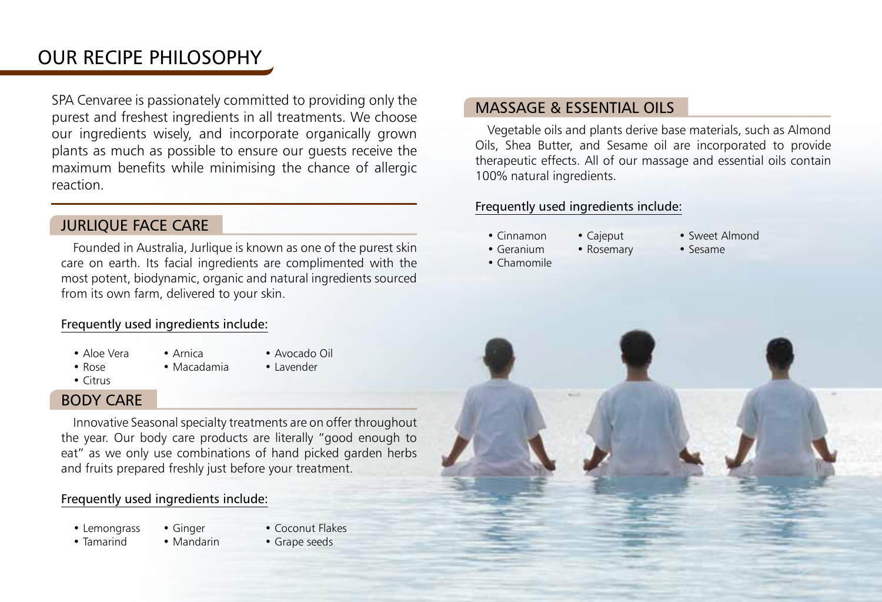# OUR RECIPE PHILOSOPHY

SPA Cenvaree is passionately committed to providing only the purest and freshest ingredients in all treatments. We choose our ingredients wisely, and incorporate organically grown plants as much as possible to ensure our guests receive the maximum benefits while minimising the chance of allergic reaction.

## JURLIQUE FACE CARE

Founded in Australia, Jurlique is known as one of the purest skin care on earth. Its facial ingredients are complimented with the most potent, biodynamic, organic and natural ingredients sourced from its own farm, delivered to your skin.

Frequently used ingredients include:

- Aloe Vera
- Rose
- Citrus
- Arnica
- Macadamia
- Avocado Oil
- Lavender

## BODY CARE

Innovative Seasonal specialty treatments are on offer throughout the year. Our body care products are literally "good enough to eat" as we only use combinations of hand picked garden herbs and fruits prepared freshly just before your treatment.

Frequently used ingredients include:

- Lemongrass
- Tamarind
- Ginger
- Mandarin
- Coconut Flakes
- Grape seeds

## MASSAGE & ESSENTIAL OILS

Vegetable oils and plants derive base materials, such as Almond Oils, Shea Butter, and Sesame oil are incorporated to provide therapeutic effects. All of our massage and essential oils contain 100% natural ingredients.

Frequently used ingredients include:

- Cinnamon
- Geranium
- Chamomile
- Cajeput
- Rosemary
- Sweet Almond
- Sesame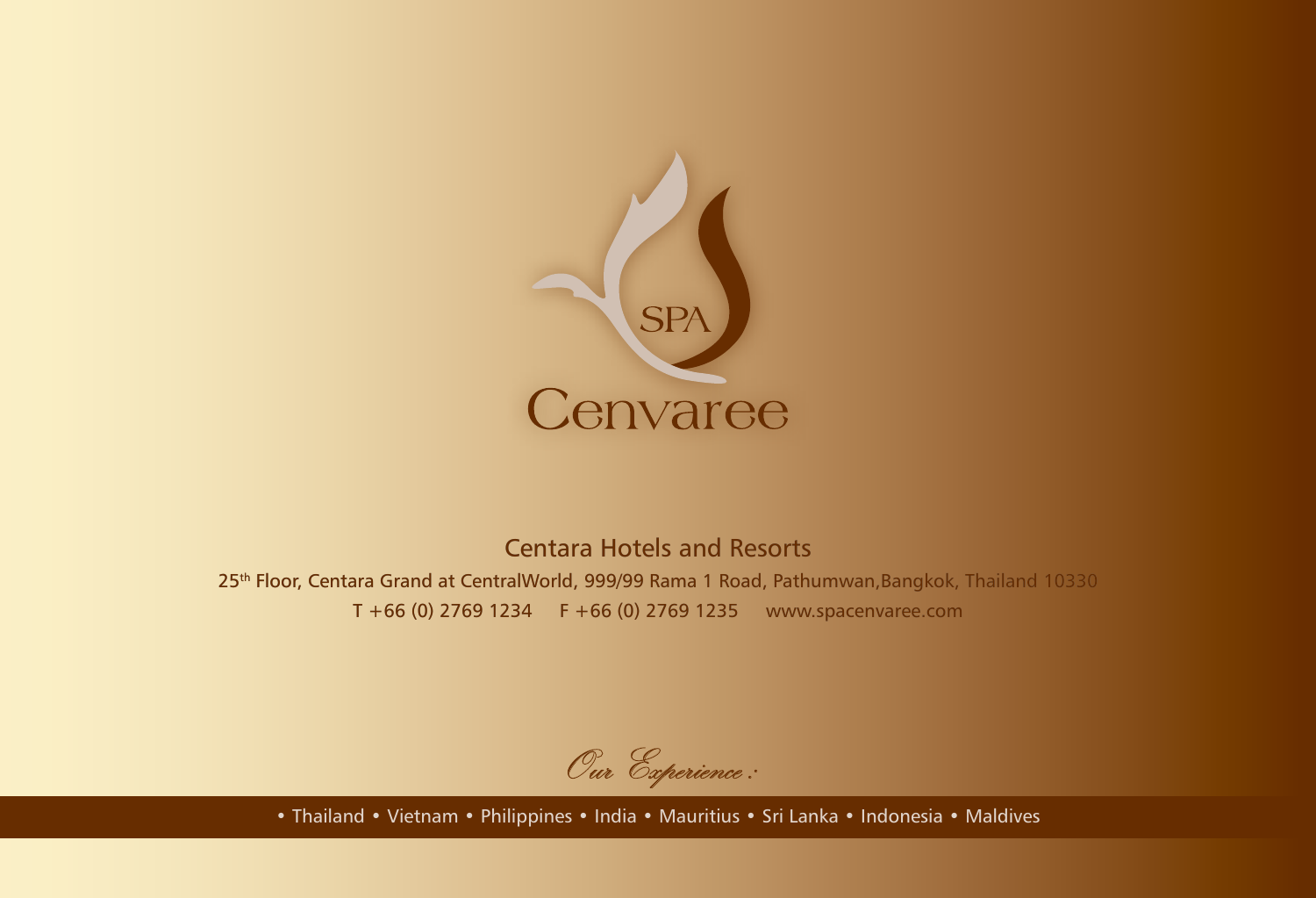SPA

Cenvaree

Centara Hotels and Resorts

25th Floor, Centara Grand at CentralWorld, 999/99 Rama 1 Road, Pathumwan,Bangkok, Thailand 10330

T +66 (0) 2769 1234    F +66 (0) 2769 1235    www.spacenvaree.com

*Our Experience :*

• Thailand • Vietnam • Philippines • India • Mauritius • Sri Lanka • Indonesia • Maldives